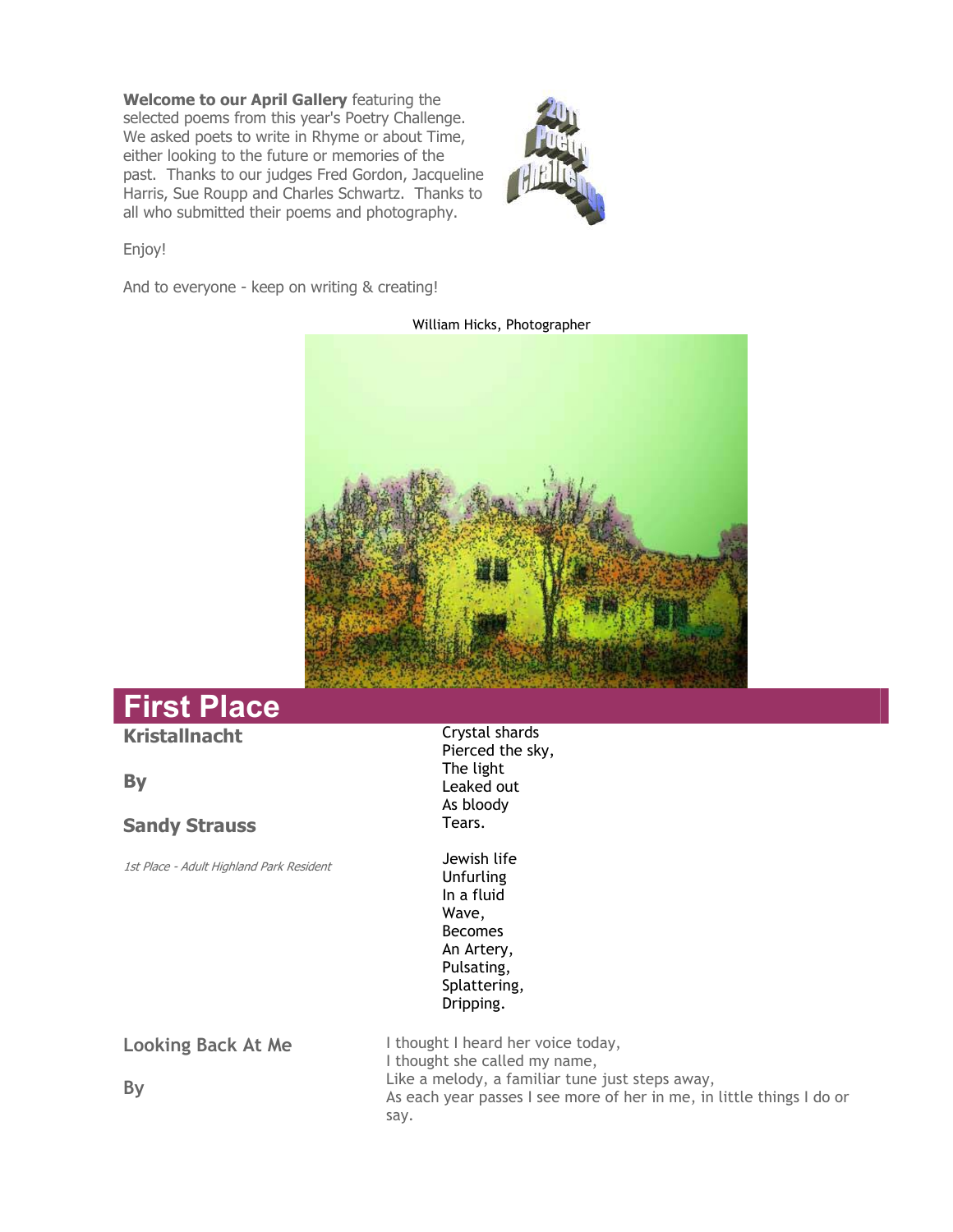**Welcome to our April Gallery** featuring the selected poems from this year's Poetry Challenge. We asked poets to write in Rhyme or about Time, either looking to the future or memories of the past. Thanks to our judges Fred Gordon, Jacqueline Harris, Sue Roupp and Charles Schwartz. Thanks to all who submitted their poems and photography.

Enjoy!

And to everyone - keep on writing & creating!

William Hicks, Photographer

# First Place

### Kristallnacht

### By

### Sandy Strauss

*1st Place - Adult Highland Park Resident*

Crystal shards
Pierced the sky,
The light
Leaked out
As bloody
Tears.

Jewish life
Unfurling
In a fluid
Wave,
Becomes
An Artery,
Pulsating,
Splattering,
Dripping.

### Looking Back At Me

### By

I thought I heard her voice today,
I thought she called my name,
Like a melody, a familiar tune just steps away,
As each year passes I see more of her in me, in little things I do or say.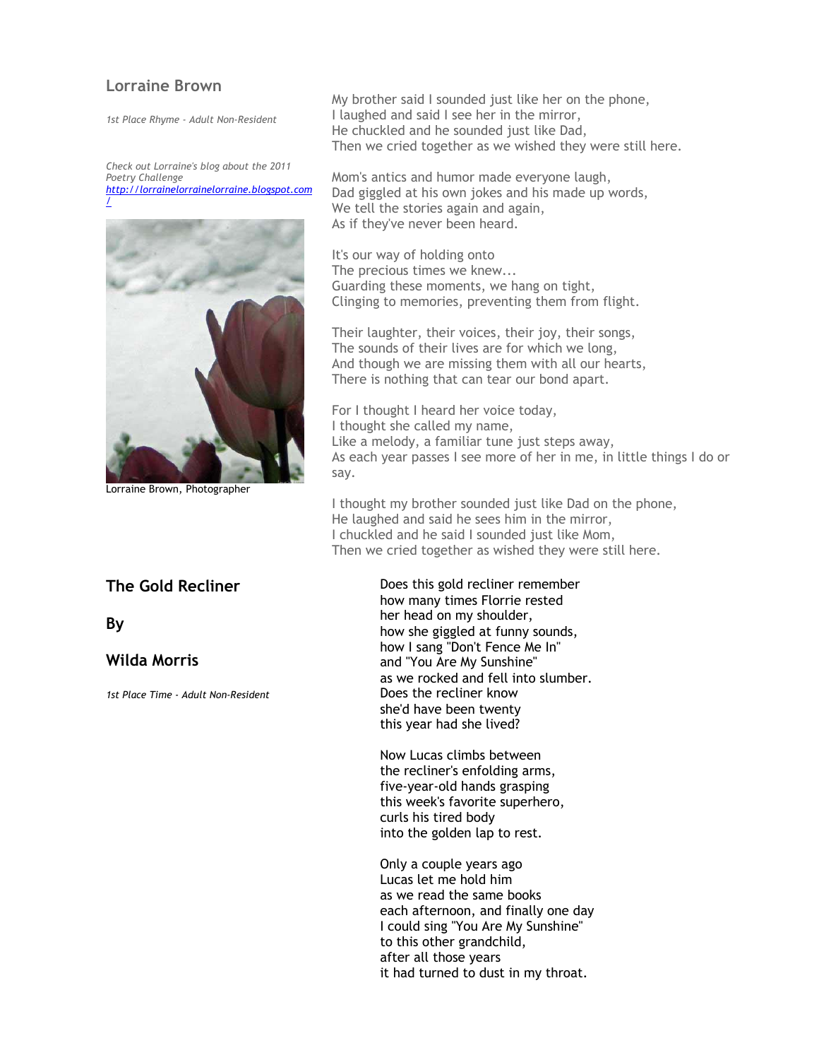## Lorraine Brown

*1st Place Rhyme - Adult Non-Resident*

*Check out Lorraine's blog about the 2011 Poetry Challenge [http://lorrainelorrainelorraine.blogspot.com/](http://lorrainelorrainelorraine.blogspot.com/)*

Lorraine Brown, Photographer

My brother said I sounded just like her on the phone,
I laughed and said I see her in the mirror,
He chuckled and he sounded just like Dad,
Then we cried together as we wished they were still here.

Mom's antics and humor made everyone laugh,
Dad giggled at his own jokes and his made up words,
We tell the stories again and again,
As if they've never been heard.

It's our way of holding onto
The precious times we knew...
Guarding these moments, we hang on tight,
Clinging to memories, preventing them from flight.

Their laughter, their voices, their joy, their songs,
The sounds of their lives are for which we long,
And though we are missing them with all our hearts,
There is nothing that can tear our bond apart.

For I thought I heard her voice today,
I thought she called my name,
Like a melody, a familiar tune just steps away,
As each year passes I see more of her in me, in little things I do or say.

I thought my brother sounded just like Dad on the phone,
He laughed and said he sees him in the mirror,
I chuckled and he said I sounded just like Mom,
Then we cried together as wished they were still here.

## The Gold Recliner

## By

## Wilda Morris

*1st Place Time - Adult Non-Resident*

Does this gold recliner remember
how many times Florrie rested
her head on my shoulder,
how she giggled at funny sounds,
how I sang "Don't Fence Me In"
and "You Are My Sunshine"
as we rocked and fell into slumber.
Does the recliner know
she'd have been twenty
this year had she lived?

Now Lucas climbs between
the recliner's enfolding arms,
five-year-old hands grasping
this week's favorite superhero,
curls his tired body
into the golden lap to rest.

Only a couple years ago
Lucas let me hold him
as we read the same books
each afternoon, and finally one day
I could sing "You Are My Sunshine"
to this other grandchild,
after all those years
it had turned to dust in my throat.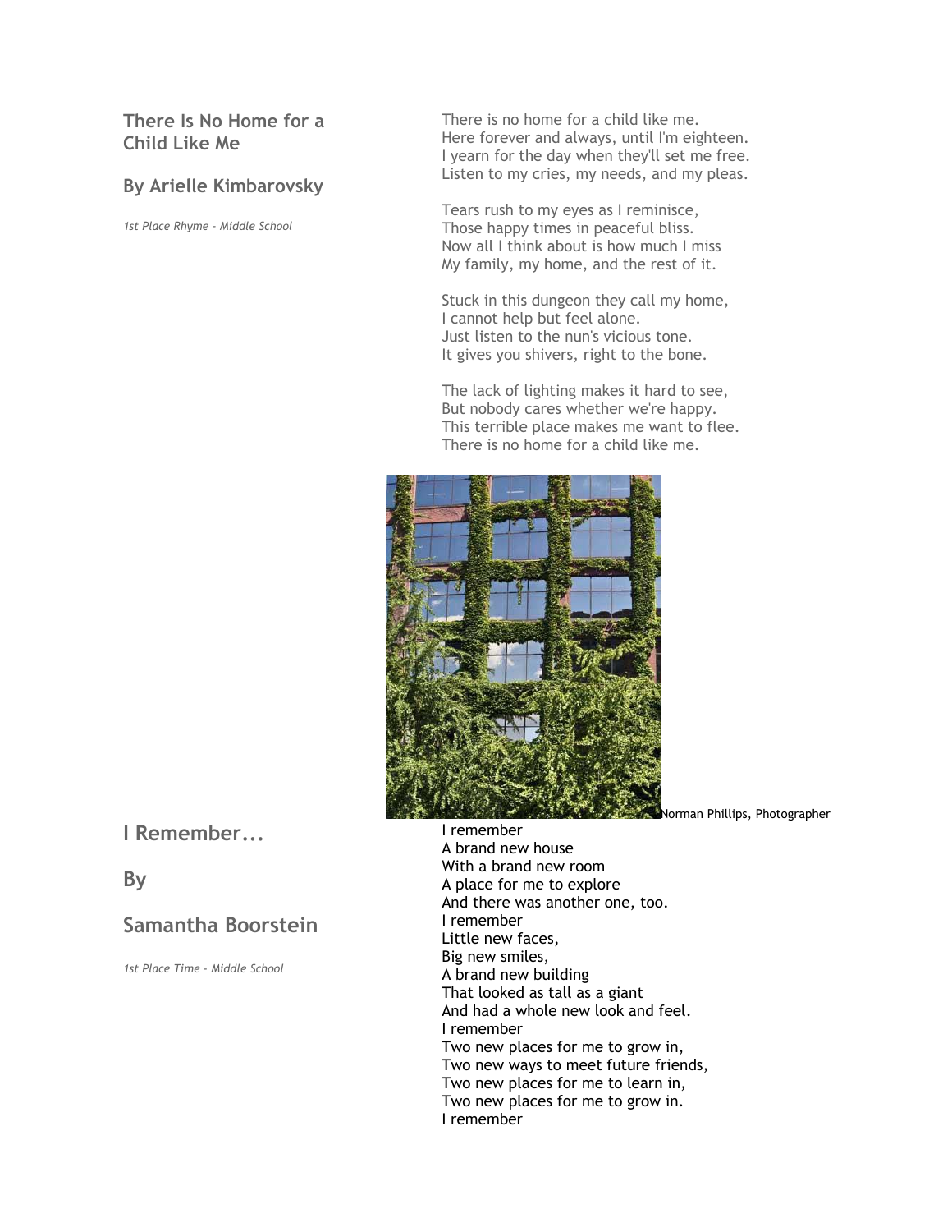## There Is No Home for a Child Like Me

### By Arielle Kimbarovsky

*1st Place Rhyme - Middle School*

There is no home for a child like me.
Here forever and always, until I'm eighteen.
I yearn for the day when they'll set me free.
Listen to my cries, my needs, and my pleas.

Tears rush to my eyes as I reminisce,
Those happy times in peaceful bliss.
Now all I think about is how much I miss
My family, my home, and the rest of it.

Stuck in this dungeon they call my home,
I cannot help but feel alone.
Just listen to the nun's vicious tone.
It gives you shivers, right to the bone.

The lack of lighting makes it hard to see,
But nobody cares whether we're happy.
This terrible place makes me want to flee.
There is no home for a child like me.

Norman Phillips, Photographer

## I Remember...

## By

## Samantha Boorstein

*1st Place Time - Middle School*

I remember
A brand new house
With a brand new room
A place for me to explore
And there was another one, too.
I remember
Little new faces,
Big new smiles,
A brand new building
That looked as tall as a giant
And had a whole new look and feel.
I remember
Two new places for me to grow in,
Two new ways to meet future friends,
Two new places for me to learn in,
Two new places for me to grow in.
I remember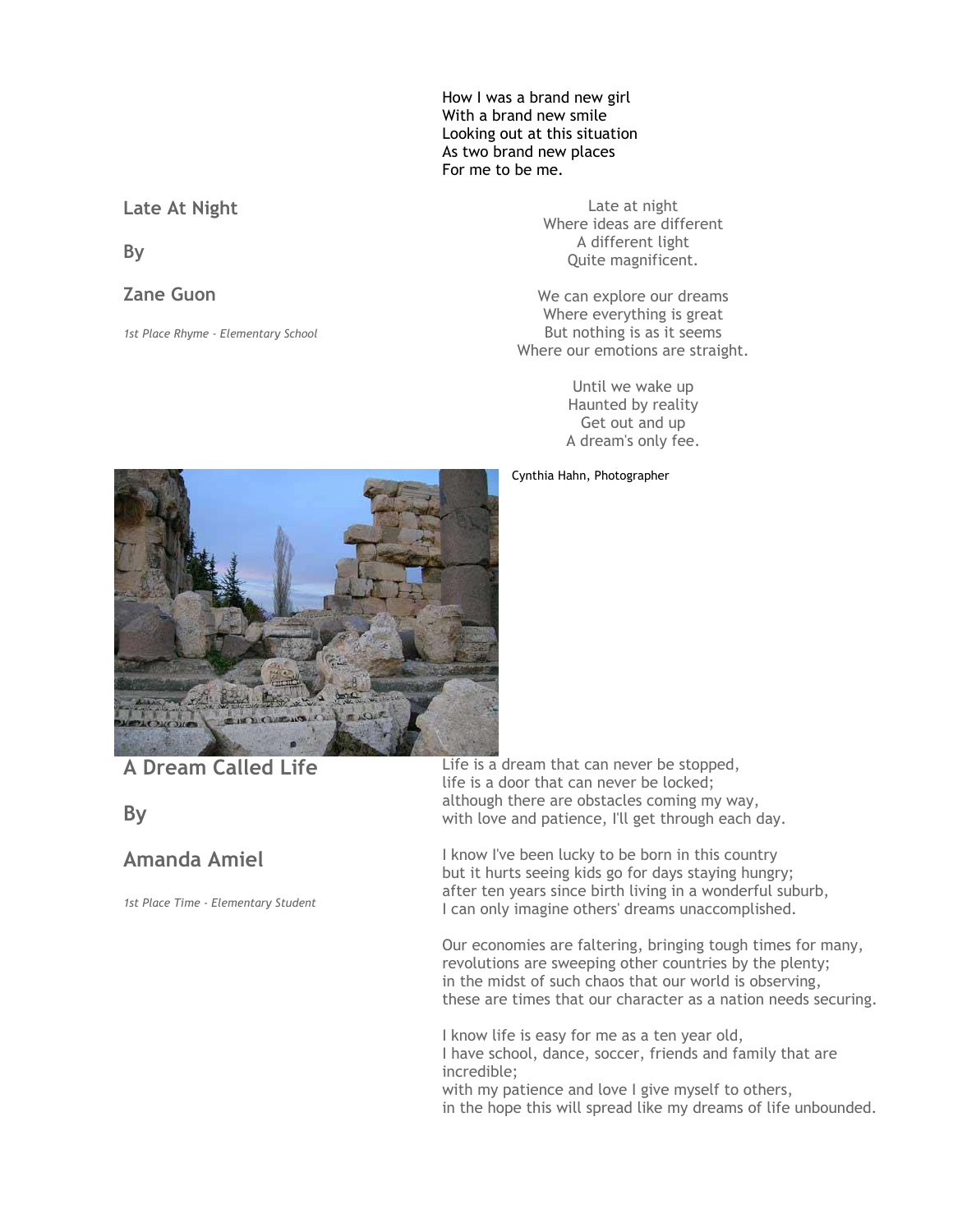How I was a brand new girl
With a brand new smile
Looking out at this situation
As two brand new places
For me to be me.

## Late At Night

## By

## Zane Guon

*1st Place Rhyme - Elementary School*

Late at night
Where ideas are different
A different light
Quite magnificent.

We can explore our dreams
Where everything is great
But nothing is as it seems
Where our emotions are straight.

Until we wake up
Haunted by reality
Get out and up
A dream's only fee.

Cynthia Hahn, Photographer

## A Dream Called Life

## By

## Amanda Amiel

*1st Place Time - Elementary Student*

Life is a dream that can never be stopped,
life is a door that can never be locked;
although there are obstacles coming my way,
with love and patience, I'll get through each day.

I know I've been lucky to be born in this country
but it hurts seeing kids go for days staying hungry;
after ten years since birth living in a wonderful suburb,
I can only imagine others' dreams unaccomplished.

Our economies are faltering, bringing tough times for many,
revolutions are sweeping other countries by the plenty;
in the midst of such chaos that our world is observing,
these are times that our character as a nation needs securing.

I know life is easy for me as a ten year old,
I have school, dance, soccer, friends and family that are incredible;
with my patience and love I give myself to others,
in the hope this will spread like my dreams of life unbounded.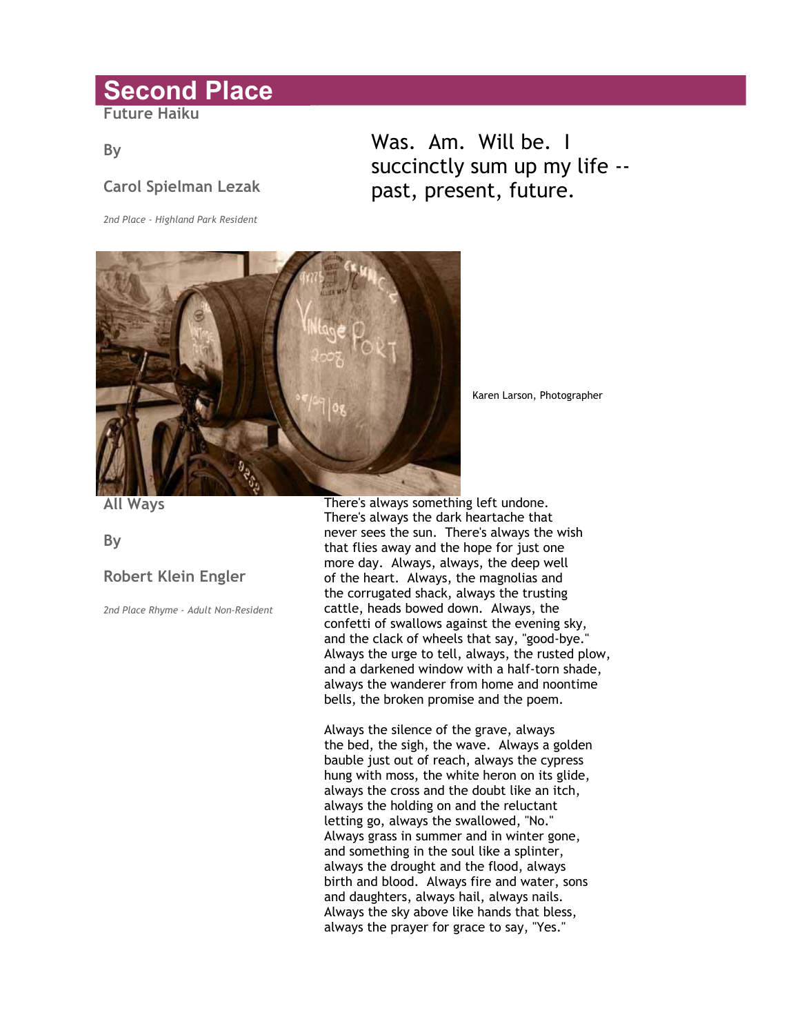# Second Place

## Future Haiku

By

Carol Spielman Lezak

*2nd Place - Highland Park Resident*

Was. Am. Will be. I
succinctly sum up my life --
past, present, future.

Karen Larson, Photographer

## All Ways

By

Robert Klein Engler

*2nd Place Rhyme - Adult Non-Resident*

There's always something left undone.
There's always the dark heartache that
never sees the sun. There's always the wish
that flies away and the hope for just one
more day. Always, always, the deep well
of the heart. Always, the magnolias and
the corrugated shack, always the trusting
cattle, heads bowed down. Always, the
confetti of swallows against the evening sky,
and the clack of wheels that say, "good-bye."
Always the urge to tell, always, the rusted plow,
and a darkened window with a half-torn shade,
always the wanderer from home and noontime
bells, the broken promise and the poem.

Always the silence of the grave, always
the bed, the sigh, the wave. Always a golden
bauble just out of reach, always the cypress
hung with moss, the white heron on its glide,
always the cross and the doubt like an itch,
always the holding on and the reluctant
letting go, always the swallowed, "No."
Always grass in summer and in winter gone,
and something in the soul like a splinter,
always the drought and the flood, always
birth and blood. Always fire and water, sons
and daughters, always hail, always nails.
Always the sky above like hands that bless,
always the prayer for grace to say, "Yes."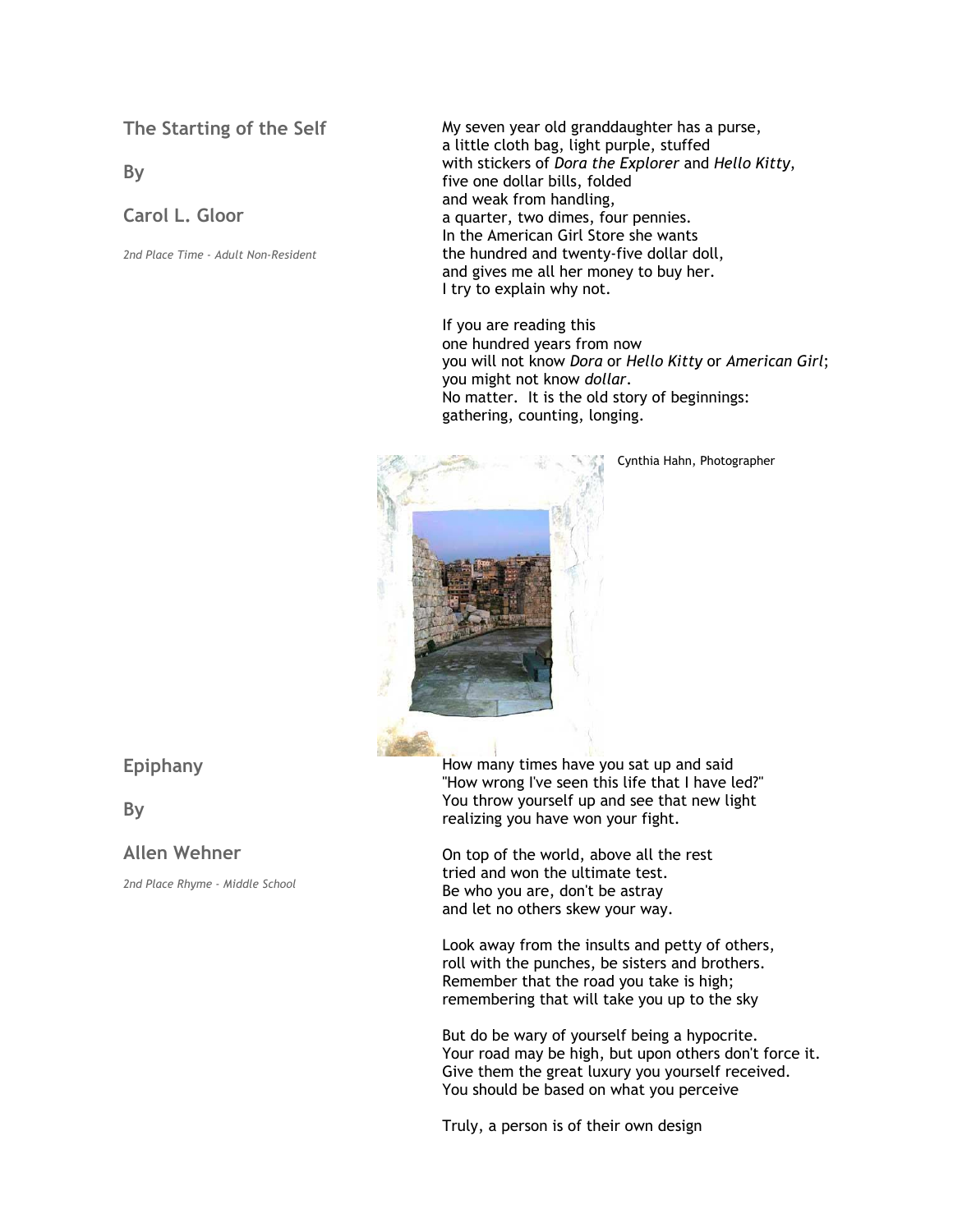## The Starting of the Self

## By

## Carol L. Gloor

*2nd Place Time - Adult Non-Resident*

My seven year old granddaughter has a purse,
a little cloth bag, light purple, stuffed
with stickers of *Dora the Explorer* and *Hello Kitty*,
five one dollar bills, folded
and weak from handling,
a quarter, two dimes, four pennies.
In the American Girl Store she wants
the hundred and twenty-five dollar doll,
and gives me all her money to buy her.
I try to explain why not.

If you are reading this
one hundred years from now
you will not know *Dora* or *Hello Kitty* or *American Girl*;
you might not know *dollar*.
No matter. It is the old story of beginnings:
gathering, counting, longing.

Cynthia Hahn, Photographer

## Epiphany

## By

## Allen Wehner

*2nd Place Rhyme - Middle School*

How many times have you sat up and said
"How wrong I've seen this life that I have led?"
You throw yourself up and see that new light
realizing you have won your fight.

On top of the world, above all the rest
tried and won the ultimate test.
Be who you are, don't be astray
and let no others skew your way.

Look away from the insults and petty of others,
roll with the punches, be sisters and brothers.
Remember that the road you take is high;
remembering that will take you up to the sky

But do be wary of yourself being a hypocrite.
Your road may be high, but upon others don't force it.
Give them the great luxury you yourself received.
You should be based on what you perceive

Truly, a person is of their own design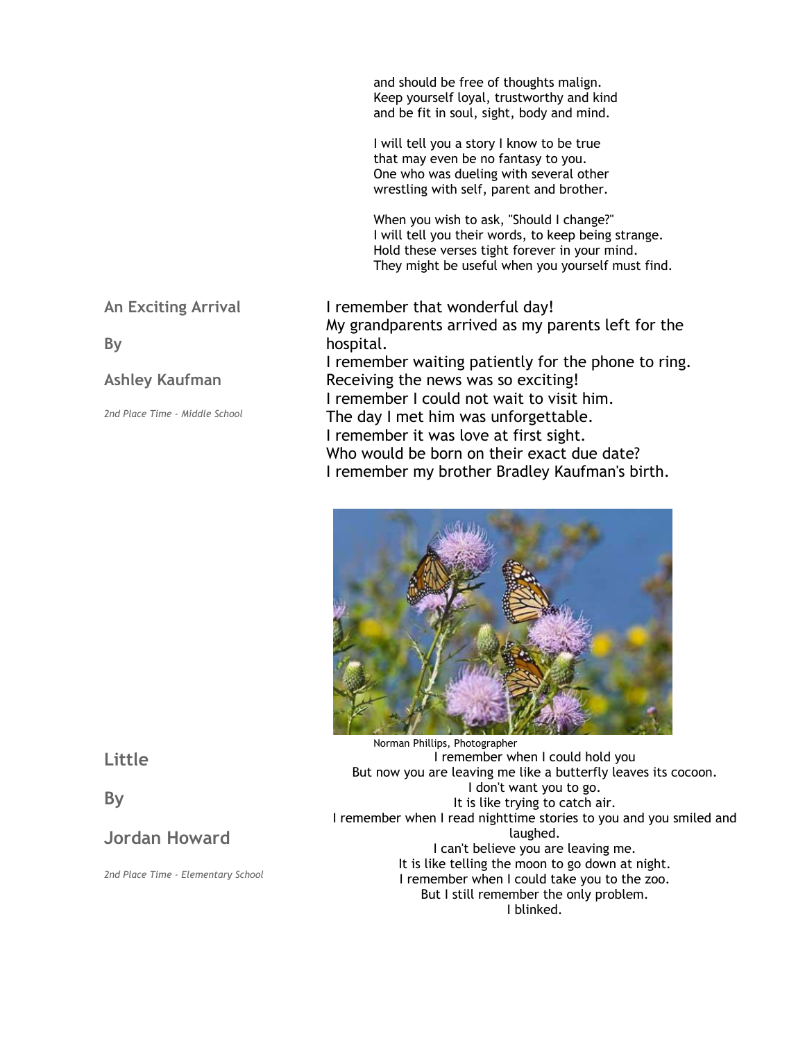and should be free of thoughts malign.
Keep yourself loyal, trustworthy and kind
and be fit in soul, sight, body and mind.

I will tell you a story I know to be true
that may even be no fantasy to you.
One who was dueling with several other
wrestling with self, parent and brother.

When you wish to ask, "Should I change?"
I will tell you their words, to keep being strange.
Hold these verses tight forever in your mind.
They might be useful when you yourself must find.

## An Exciting Arrival

By

Ashley Kaufman

*2nd Place Time - Middle School*

I remember that wonderful day!
My grandparents arrived as my parents left for the hospital.
I remember waiting patiently for the phone to ring.
Receiving the news was so exciting!
I remember I could not wait to visit him.
The day I met him was unforgettable.
I remember it was love at first sight.
Who would be born on their exact due date?
I remember my brother Bradley Kaufman's birth.

Norman Phillips, Photographer

## Little

By

Jordan Howard

*2nd Place Time - Elementary School*

I remember when I could hold you
But now you are leaving me like a butterfly leaves its cocoon.
I don't want you to go.
It is like trying to catch air.
I remember when I read nighttime stories to you and you smiled and laughed.
I can't believe you are leaving me.
It is like telling the moon to go down at night.
I remember when I could take you to the zoo.
But I still remember the only problem.
I blinked.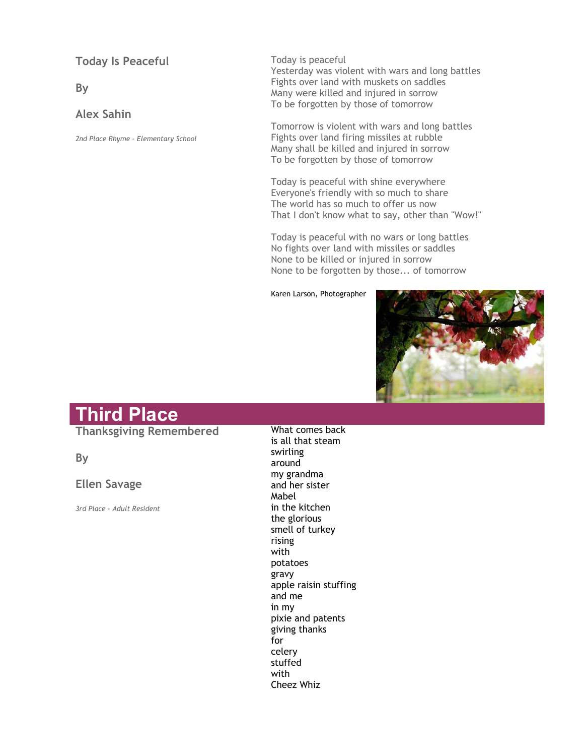### Today Is Peaceful

By

Alex Sahin

*2nd Place Rhyme - Elementary School*

Today is peaceful
Yesterday was violent with wars and long battles
Fights over land with muskets on saddles
Many were killed and injured in sorrow
To be forgotten by those of tomorrow

Tomorrow is violent with wars and long battles
Fights over land firing missiles at rubble
Many shall be killed and injured in sorrow
To be forgotten by those of tomorrow

Today is peaceful with shine everywhere
Everyone's friendly with so much to share
The world has so much to offer us now
That I don't know what to say, other than "Wow!"

Today is peaceful with no wars or long battles
No fights over land with missiles or saddles
None to be killed or injured in sorrow
None to be forgotten by those... of tomorrow

Karen Larson, Photographer

## Third Place

### Thanksgiving Remembered

By

Ellen Savage

*3rd Place - Adult Resident*

What comes back
is all that steam
swirling
around
my grandma
and her sister
Mabel
in the kitchen
the glorious
smell of turkey
rising
with
potatoes
gravy
apple raisin stuffing
and me
in my
pixie and patents
giving thanks
for
celery
stuffed
with
Cheez Whiz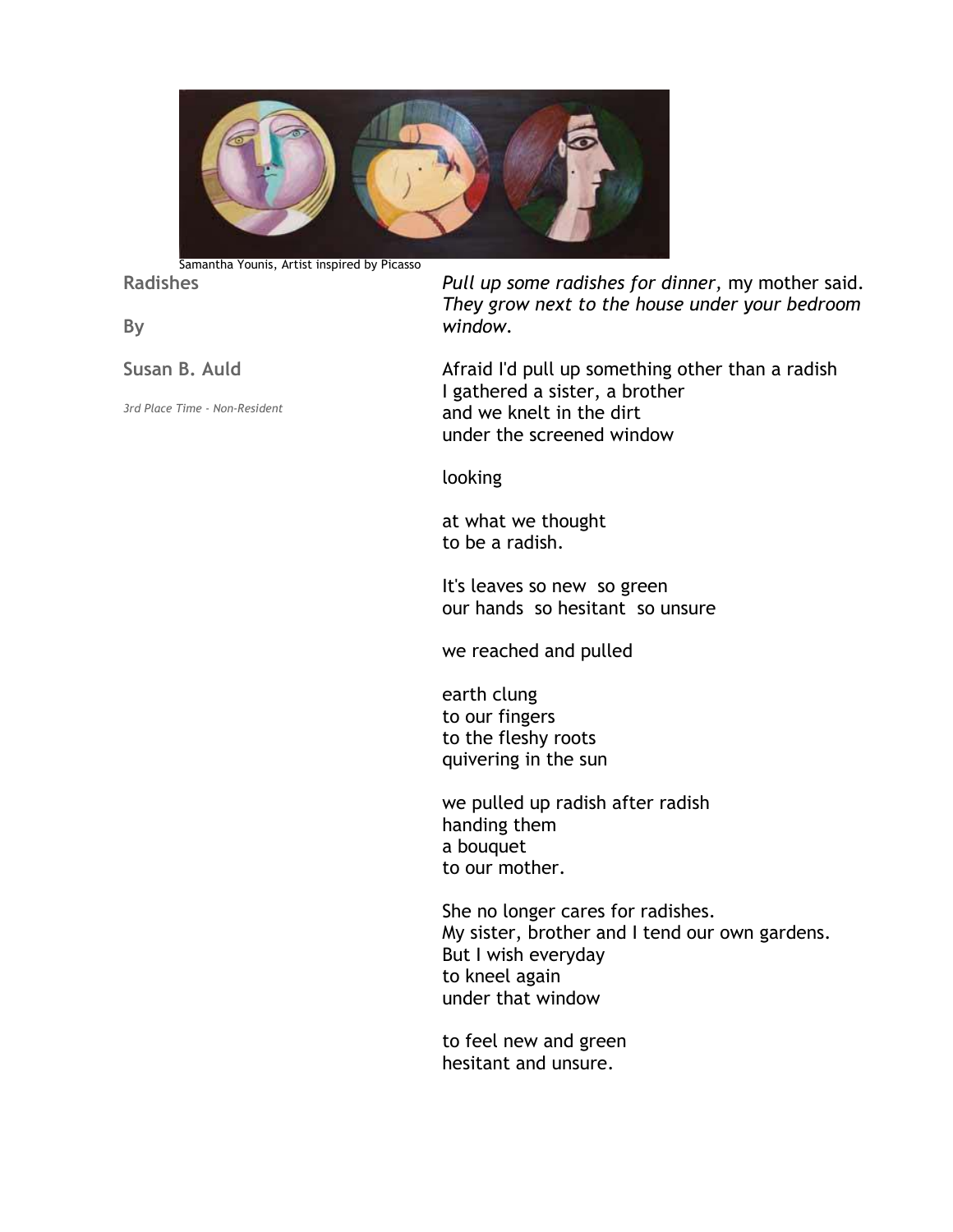Samantha Younis, Artist inspired by Picasso

## Radishes

By

Susan B. Auld

*3rd Place Time - Non-Resident*

*Pull up some radishes for dinner,* my mother said.
*They grow next to the house under your bedroom window.*

Afraid I'd pull up something other than a radish
I gathered a sister, a brother
and we knelt in the dirt
under the screened window

looking

at what we thought
to be a radish.

It's leaves so new so green
our hands so hesitant so unsure

we reached and pulled

earth clung
to our fingers
to the fleshy roots
quivering in the sun

we pulled up radish after radish
handing them
a bouquet
to our mother.

She no longer cares for radishes.
My sister, brother and I tend our own gardens.
But I wish everyday
to kneel again
under that window

to feel new and green
hesitant and unsure.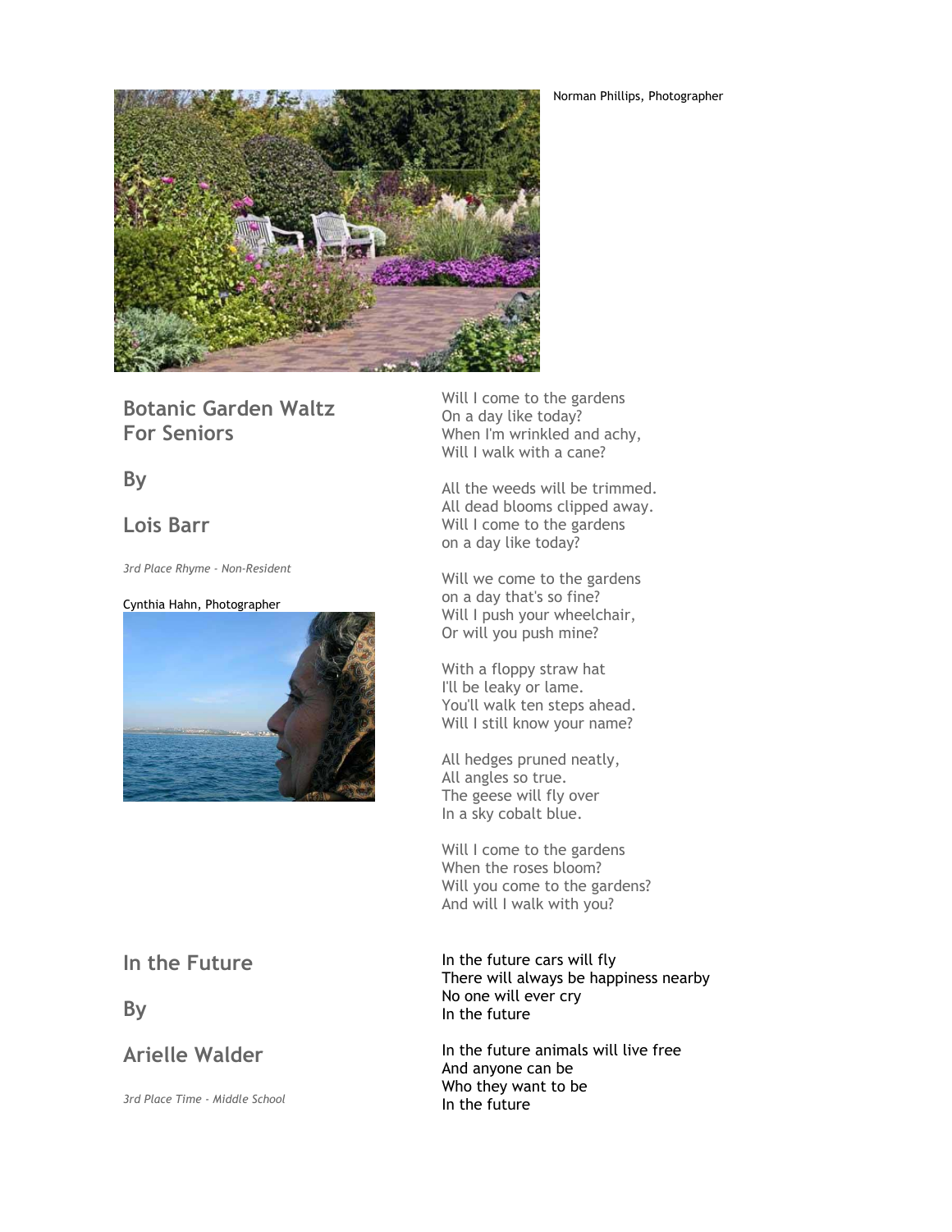Norman Phillips, Photographer

## Botanic Garden Waltz For Seniors

## By

## Lois Barr

*3rd Place Rhyme - Non-Resident*

Cynthia Hahn, Photographer

Will I come to the gardens  
On a day like today?  
When I'm wrinkled and achy,  
Will I walk with a cane?

All the weeds will be trimmed.  
All dead blooms clipped away.  
Will I come to the gardens  
on a day like today?

Will we come to the gardens  
on a day that's so fine?  
Will I push your wheelchair,  
Or will you push mine?

With a floppy straw hat  
I'll be leaky or lame.  
You'll walk ten steps ahead.  
Will I still know your name?

All hedges pruned neatly,  
All angles so true.  
The geese will fly over  
In a sky cobalt blue.

Will I come to the gardens  
When the roses bloom?  
Will you come to the gardens?  
And will I walk with you?

## In the Future

## By

## Arielle Walder

*3rd Place Time - Middle School*

In the future cars will fly  
There will always be happiness nearby  
No one will ever cry  
In the future

In the future animals will live free  
And anyone can be  
Who they want to be  
In the future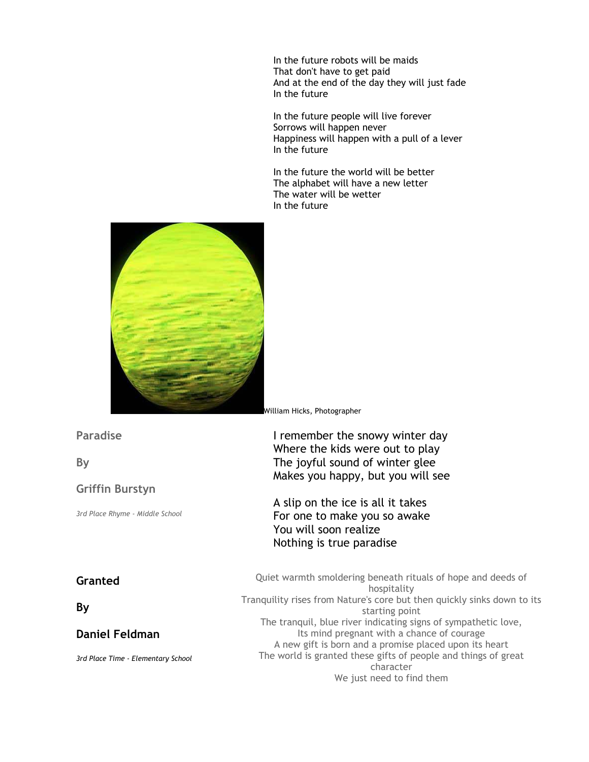In the future robots will be maids
That don't have to get paid
And at the end of the day they will just fade
In the future

In the future people will live forever
Sorrows will happen never
Happiness will happen with a pull of a lever
In the future

In the future the world will be better
The alphabet will have a new letter
The water will be wetter
In the future

William Hicks, Photographer

## Paradise

**By**

**Griffin Burstyn**

*3rd Place Rhyme - Middle School*

I remember the snowy winter day
Where the kids were out to play
The joyful sound of winter glee
Makes you happy, but you will see

A slip on the ice is all it takes
For one to make you so awake
You will soon realize
Nothing is true paradise

## Granted

**By**

**Daniel Feldman**

*3rd Place Time - Elementary School*

Quiet warmth smoldering beneath rituals of hope and deeds of hospitality
Tranquility rises from Nature's core but then quickly sinks down to its starting point
The tranquil, blue river indicating signs of sympathetic love,
Its mind pregnant with a chance of courage
A new gift is born and a promise placed upon its heart
The world is granted these gifts of people and things of great character
We just need to find them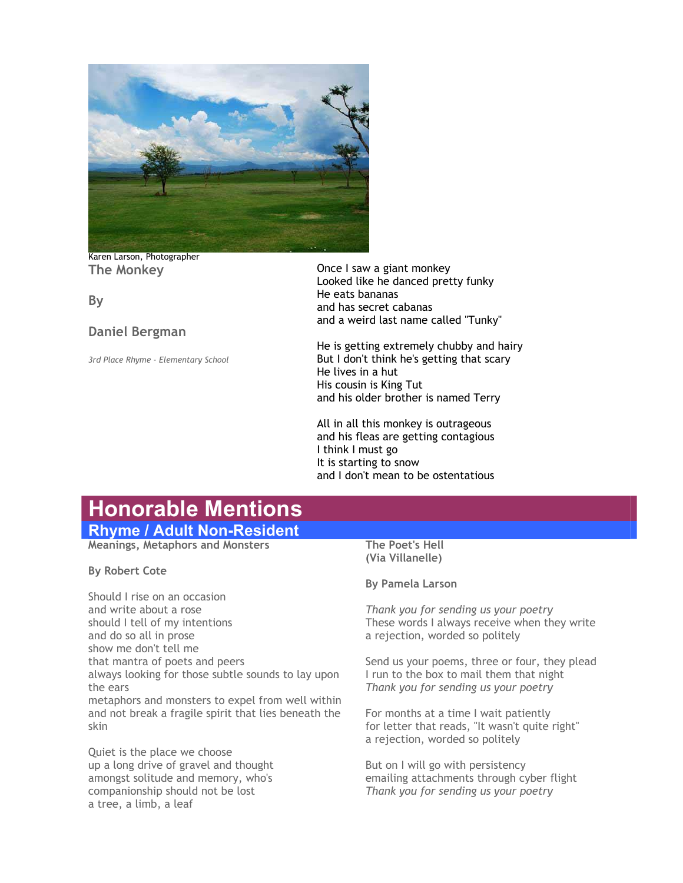Karen Larson, Photographer

**The Monkey**

**By**

**Daniel Bergman**

*3rd Place Rhyme - Elementary School*

Once I saw a giant monkey
Looked like he danced pretty funky
He eats bananas
and has secret cabanas
and a weird last name called "Tunky"

He is getting extremely chubby and hairy
But I don't think he's getting that scary
He lives in a hut
His cousin is King Tut
and his older brother is named Terry

All in all this monkey is outrageous
and his fleas are getting contagious
I think I must go
It is starting to snow
and I don't mean to be ostentatious

# Honorable Mentions

## Rhyme / Adult Non-Resident

**Meanings, Metaphors and Monsters**

**By Robert Cote**

Should I rise on an occasion
and write about a rose
should I tell of my intentions
and do so all in prose
show me don't tell me
that mantra of poets and peers
always looking for those subtle sounds to lay upon the ears
metaphors and monsters to expel from well within
and not break a fragile spirit that lies beneath the skin

Quiet is the place we choose
up a long drive of gravel and thought
amongst solitude and memory, who's
companionship should not be lost
a tree, a limb, a leaf

**The Poet's Hell (Via Villanelle)**

**By Pamela Larson**

*Thank you for sending us your poetry*
These words I always receive when they write
a rejection, worded so politely

Send us your poems, three or four, they plead
I run to the box to mail them that night
*Thank you for sending us your poetry*

For months at a time I wait patiently
for letter that reads, "It wasn't quite right"
a rejection, worded so politely

But on I will go with persistency
emailing attachments through cyber flight
*Thank you for sending us your poetry*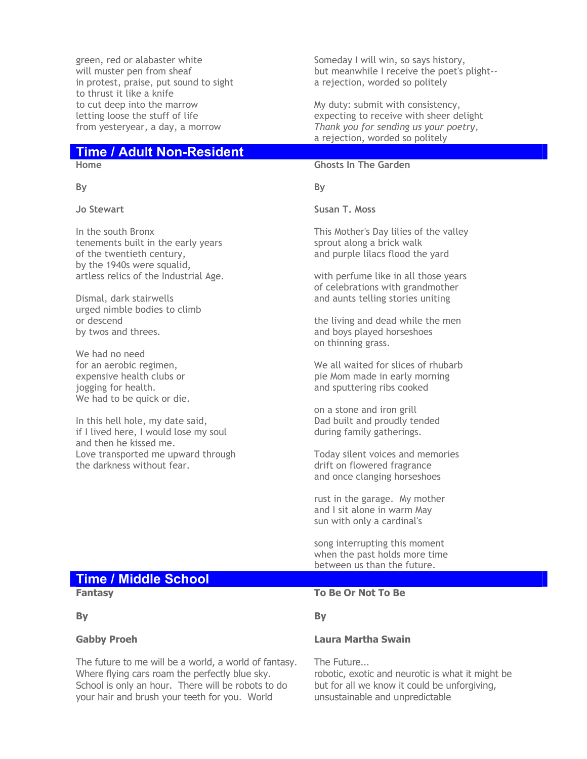green, red or alabaster white
will muster pen from sheaf
in protest, praise, put sound to sight
to thrust it like a knife
to cut deep into the marrow
letting loose the stuff of life
from yesteryear, a day, a morrow

Someday I will win, so says history,
but meanwhile I receive the poet's plight--
a rejection, worded so politely

My duty: submit with consistency,
expecting to receive with sheer delight
*Thank you for sending us your poetry,*
a rejection, worded so politely

## Time / Adult Non-Resident

**Home**

**By**

**Jo Stewart**

In the south Bronx
tenements built in the early years
of the twentieth century,
by the 1940s were squalid,
artless relics of the Industrial Age.

Dismal, dark stairwells
urged nimble bodies to climb
or descend
by twos and threes.

We had no need
for an aerobic regimen,
expensive health clubs or
jogging for health.
We had to be quick or die.

In this hell hole, my date said,
if I lived here, I would lose my soul
and then he kissed me.
Love transported me upward through
the darkness without fear.

**Ghosts In The Garden**

**By**

**Susan T. Moss**

This Mother's Day lilies of the valley
sprout along a brick walk
and purple lilacs flood the yard

with perfume like in all those years
of celebrations with grandmother
and aunts telling stories uniting

the living and dead while the men
and boys played horseshoes
on thinning grass.

We all waited for slices of rhubarb
pie Mom made in early morning
and sputtering ribs cooked

on a stone and iron grill
Dad built and proudly tended
during family gatherings.

Today silent voices and memories
drift on flowered fragrance
and once clanging horseshoes

rust in the garage. My mother
and I sit alone in warm May
sun with only a cardinal's

song interrupting this moment
when the past holds more time
between us than the future.

## Time / Middle School

**Fantasy**

**By**

**Gabby Proeh**

The future to me will be a world, a world of fantasy.
Where flying cars roam the perfectly blue sky.
School is only an hour. There will be robots to do
your hair and brush your teeth for you. World

**To Be Or Not To Be**

**By**

**Laura Martha Swain**

The Future...
robotic, exotic and neurotic is what it might be
but for all we know it could be unforgiving,
unsustainable and unpredictable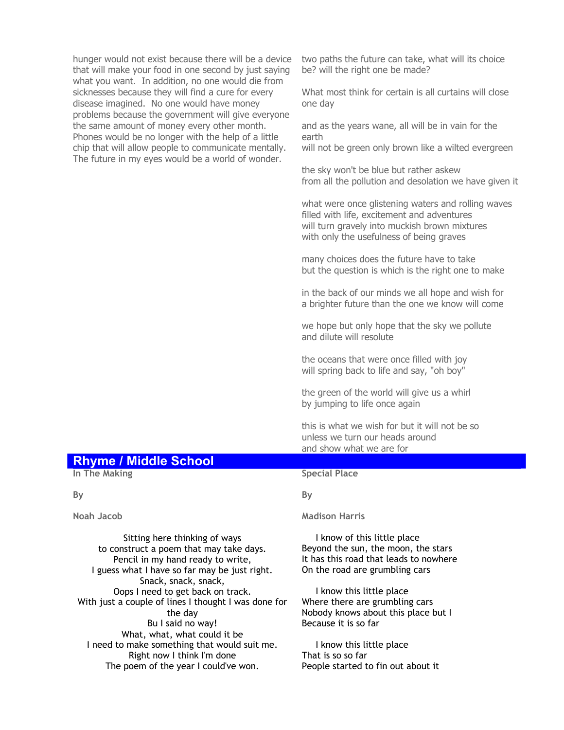hunger would not exist because there will be a device that will make your food in one second by just saying what you want. In addition, no one would die from sicknesses because they will find a cure for every disease imagined. No one would have money problems because the government will give everyone the same amount of money every other month. Phones would be no longer with the help of a little chip that will allow people to communicate mentally. The future in my eyes would be a world of wonder.

two paths the future can take, what will its choice be? will the right one be made?

What most think for certain is all curtains will close one day

and as the years wane, all will be in vain for the earth
will not be green only brown like a wilted evergreen

the sky won't be blue but rather askew
from all the pollution and desolation we have given it

what were once glistening waters and rolling waves
filled with life, excitement and adventures
will turn gravely into muckish brown mixtures
with only the usefulness of being graves

many choices does the future have to take
but the question is which is the right one to make

in the back of our minds we all hope and wish for
a brighter future than the one we know will come

we hope but only hope that the sky we pollute
and dilute will resolute

the oceans that were once filled with joy
will spring back to life and say, "oh boy"

the green of the world will give us a whirl
by jumping to life once again

this is what we wish for but it will not be so
unless we turn our heads around
and show what we are for

## Rhyme / Middle School

### In The Making

**By**

**Noah Jacob**

Sitting here thinking of ways
to construct a poem that may take days.
Pencil in my hand ready to write,
I guess what I have so far may be just right.
Snack, snack, snack,
Oops I need to get back on track.
With just a couple of lines I thought I was done for the day
Bu I said no way!
What, what, what could it be
I need to make something that would suit me.
Right now I think I'm done
The poem of the year I could've won.

### Special Place

**By**

**Madison Harris**

I know of this little place
Beyond the sun, the moon, the stars
It has this road that leads to nowhere
On the road are grumbling cars

I know this little place
Where there are grumbling cars
Nobody knows about this place but I
Because it is so far

I know this little place
That is so so far
People started to fin out about it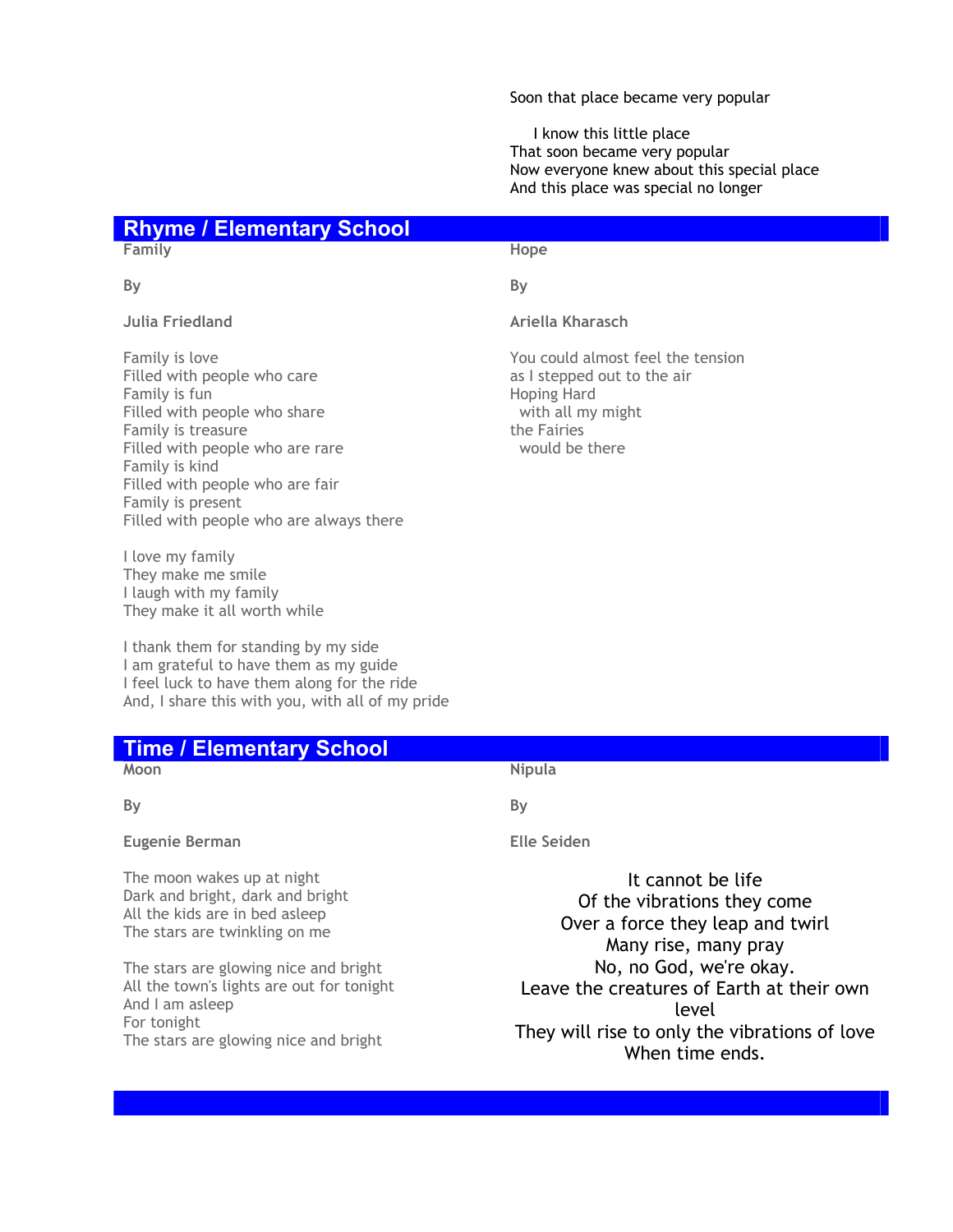Soon that place became very popular

I know this little place
That soon became very popular
Now everyone knew about this special place
And this place was special no longer

## Rhyme / Elementary School

**Family**

**By**

**Julia Friedland**

Family is love
Filled with people who care
Family is fun
Filled with people who share
Family is treasure
Filled with people who are rare
Family is kind
Filled with people who are fair
Family is present
Filled with people who are always there

I love my family
They make me smile
I laugh with my family
They make it all worth while

I thank them for standing by my side
I am grateful to have them as my guide
I feel luck to have them along for the ride
And, I share this with you, with all of my pride

**Hope**

**By**

**Ariella Kharasch**

You could almost feel the tension
as I stepped out to the air
Hoping Hard
with all my might
the Fairies
would be there

## Time / Elementary School

**Moon**

**By**

**Eugenie Berman**

The moon wakes up at night
Dark and bright, dark and bright
All the kids are in bed asleep
The stars are twinkling on me

The stars are glowing nice and bright
All the town's lights are out for tonight
And I am asleep
For tonight
The stars are glowing nice and bright

**Nipula**

**By**

**Elle Seiden**

It cannot be life
Of the vibrations they come
Over a force they leap and twirl
Many rise, many pray
No, no God, we're okay.
Leave the creatures of Earth at their own level
They will rise to only the vibrations of love
When time ends.